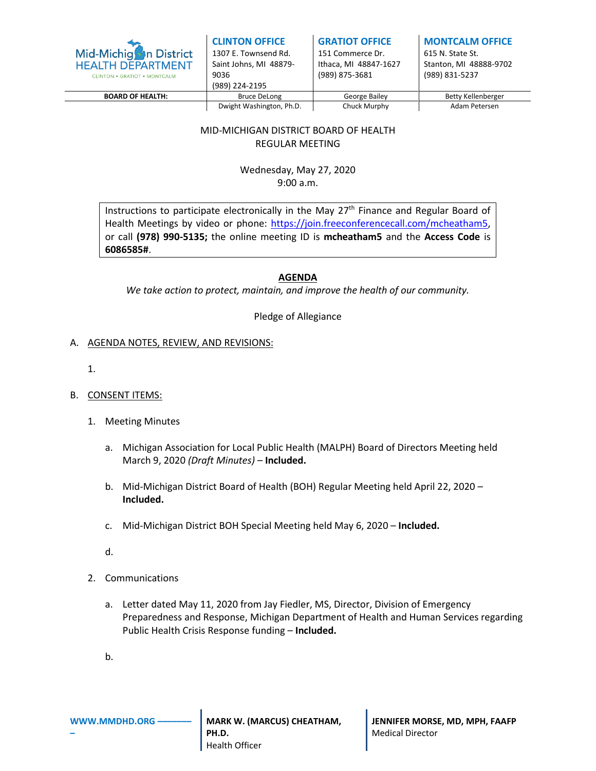Mid-Michigan District HEALTH DEPARTMENT
CLINTON • GRATIOT • MONTCALM

| | CLINTON OFFICE | GRATIOT OFFICE | MONTCALM OFFICE |
|---|---|---|---|
| | 1307 E. Townsend Rd. Saint Johns, MI 48879-9036 (989) 224-2195 | 151 Commerce Dr. Ithaca, MI 48847-1627 (989) 875-3681 | 615 N. State St. Stanton, MI 48888-9702 (989) 831-5237 |
| **BOARD OF HEALTH:** | Bruce DeLong | George Bailey | Betty Kellenberger |
| | Dwight Washington, Ph.D. | Chuck Murphy | Adam Petersen |

MID-MICHIGAN DISTRICT BOARD OF HEALTH
REGULAR MEETING

Wednesday, May 27, 2020
9:00 a.m.

Instructions to participate electronically in the May 27th Finance and Regular Board of Health Meetings by video or phone: https://join.freeconferencecall.com/mcheatham5, or call **(978) 990-5135;** the online meeting ID is **mcheatham5** and the **Access Code** is **6086585#**.

## AGENDA

*We take action to protect, maintain, and improve the health of our community.*

Pledge of Allegiance

A. AGENDA NOTES, REVIEW, AND REVISIONS:

1.

B. CONSENT ITEMS:

1. Meeting Minutes

   a. Michigan Association for Local Public Health (MALPH) Board of Directors Meeting held March 9, 2020 *(Draft Minutes)* – **Included.**

   b. Mid-Michigan District Board of Health (BOH) Regular Meeting held April 22, 2020 – **Included.**

   c. Mid-Michigan District BOH Special Meeting held May 6, 2020 – **Included.**

   d.

2. Communications

   a. Letter dated May 11, 2020 from Jay Fiedler, MS, Director, Division of Emergency Preparedness and Response, Michigan Department of Health and Human Services regarding Public Health Crisis Response funding – **Included.**

   b.

WWW.MMDHD.ORG

**MARK W. (MARCUS) CHEATHAM, PH.D.**
Health Officer

**JENNIFER MORSE, MD, MPH, FAAFP**
Medical Director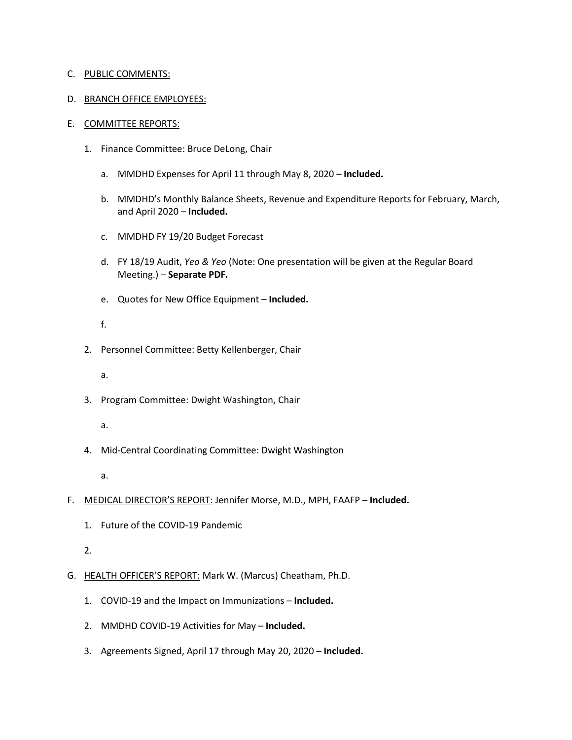C. <u>PUBLIC COMMENTS:</u>

D. <u>BRANCH OFFICE EMPLOYEES:</u>

E. <u>COMMITTEE REPORTS:</u>

   1. Finance Committee: Bruce DeLong, Chair

      a. MMDHD Expenses for April 11 through May 8, 2020 – **Included.**

      b. MMDHD's Monthly Balance Sheets, Revenue and Expenditure Reports for February, March, and April 2020 – **Included.**

      c. MMDHD FY 19/20 Budget Forecast

      d. FY 18/19 Audit, *Yeo & Yeo* (Note: One presentation will be given at the Regular Board Meeting.) – **Separate PDF.**

      e. Quotes for New Office Equipment – **Included.**

      f.

   2. Personnel Committee: Betty Kellenberger, Chair

      a.

   3. Program Committee: Dwight Washington, Chair

      a.

   4. Mid-Central Coordinating Committee: Dwight Washington

      a.

F. <u>MEDICAL DIRECTOR'S REPORT:</u> Jennifer Morse, M.D., MPH, FAAFP – **Included.**

   1. Future of the COVID-19 Pandemic

   2.

G. <u>HEALTH OFFICER'S REPORT:</u> Mark W. (Marcus) Cheatham, Ph.D.

   1. COVID-19 and the Impact on Immunizations – **Included.**

   2. MMDHD COVID-19 Activities for May – **Included.**

   3. Agreements Signed, April 17 through May 20, 2020 – **Included.**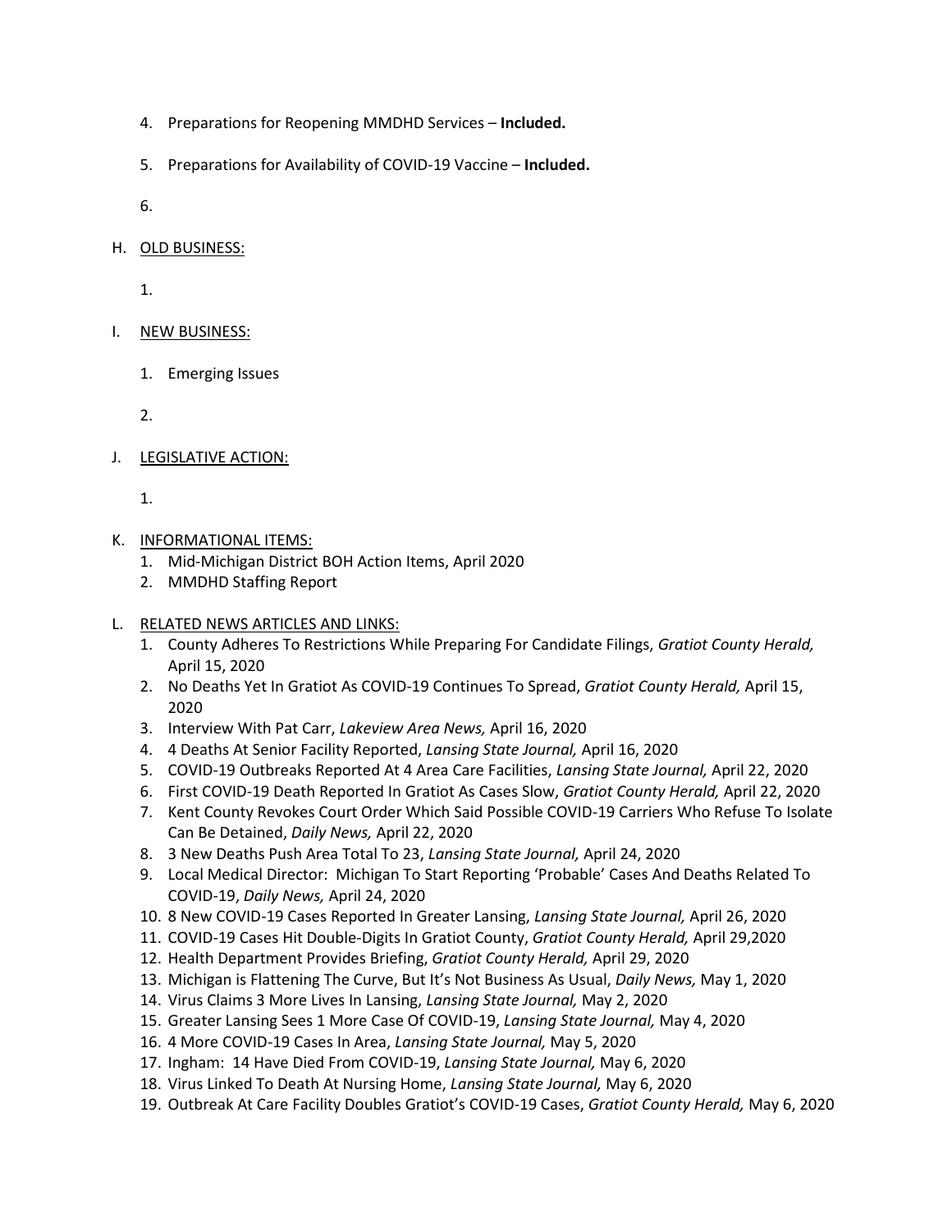4. Preparations for Reopening MMDHD Services – **Included.**

5. Preparations for Availability of COVID-19 Vaccine – **Included.**

6.

H. <u>OLD BUSINESS:</u>

1.

I. <u>NEW BUSINESS:</u>

1. Emerging Issues

2.

J. <u>LEGISLATIVE ACTION:</u>

1.

K. <u>INFORMATIONAL ITEMS:</u>

1. Mid-Michigan District BOH Action Items, April 2020
2. MMDHD Staffing Report

L. <u>RELATED NEWS ARTICLES AND LINKS:</u>

1. County Adheres To Restrictions While Preparing For Candidate Filings, *Gratiot County Herald,* April 15, 2020
2. No Deaths Yet In Gratiot As COVID-19 Continues To Spread, *Gratiot County Herald,* April 15, 2020
3. Interview With Pat Carr, *Lakeview Area News,* April 16, 2020
4. 4 Deaths At Senior Facility Reported, *Lansing State Journal,* April 16, 2020
5. COVID-19 Outbreaks Reported At 4 Area Care Facilities, *Lansing State Journal,* April 22, 2020
6. First COVID-19 Death Reported In Gratiot As Cases Slow, *Gratiot County Herald,* April 22, 2020
7. Kent County Revokes Court Order Which Said Possible COVID-19 Carriers Who Refuse To Isolate Can Be Detained, *Daily News,* April 22, 2020
8. 3 New Deaths Push Area Total To 23, *Lansing State Journal,* April 24, 2020
9. Local Medical Director: Michigan To Start Reporting 'Probable' Cases And Deaths Related To COVID-19, *Daily News,* April 24, 2020
10. 8 New COVID-19 Cases Reported In Greater Lansing, *Lansing State Journal,* April 26, 2020
11. COVID-19 Cases Hit Double-Digits In Gratiot County, *Gratiot County Herald,* April 29,2020
12. Health Department Provides Briefing, *Gratiot County Herald,* April 29, 2020
13. Michigan is Flattening The Curve, But It's Not Business As Usual, *Daily News,* May 1, 2020
14. Virus Claims 3 More Lives In Lansing, *Lansing State Journal,* May 2, 2020
15. Greater Lansing Sees 1 More Case Of COVID-19, *Lansing State Journal,* May 4, 2020
16. 4 More COVID-19 Cases In Area, *Lansing State Journal,* May 5, 2020
17. Ingham: 14 Have Died From COVID-19, *Lansing State Journal,* May 6, 2020
18. Virus Linked To Death At Nursing Home, *Lansing State Journal,* May 6, 2020
19. Outbreak At Care Facility Doubles Gratiot's COVID-19 Cases, *Gratiot County Herald,* May 6, 2020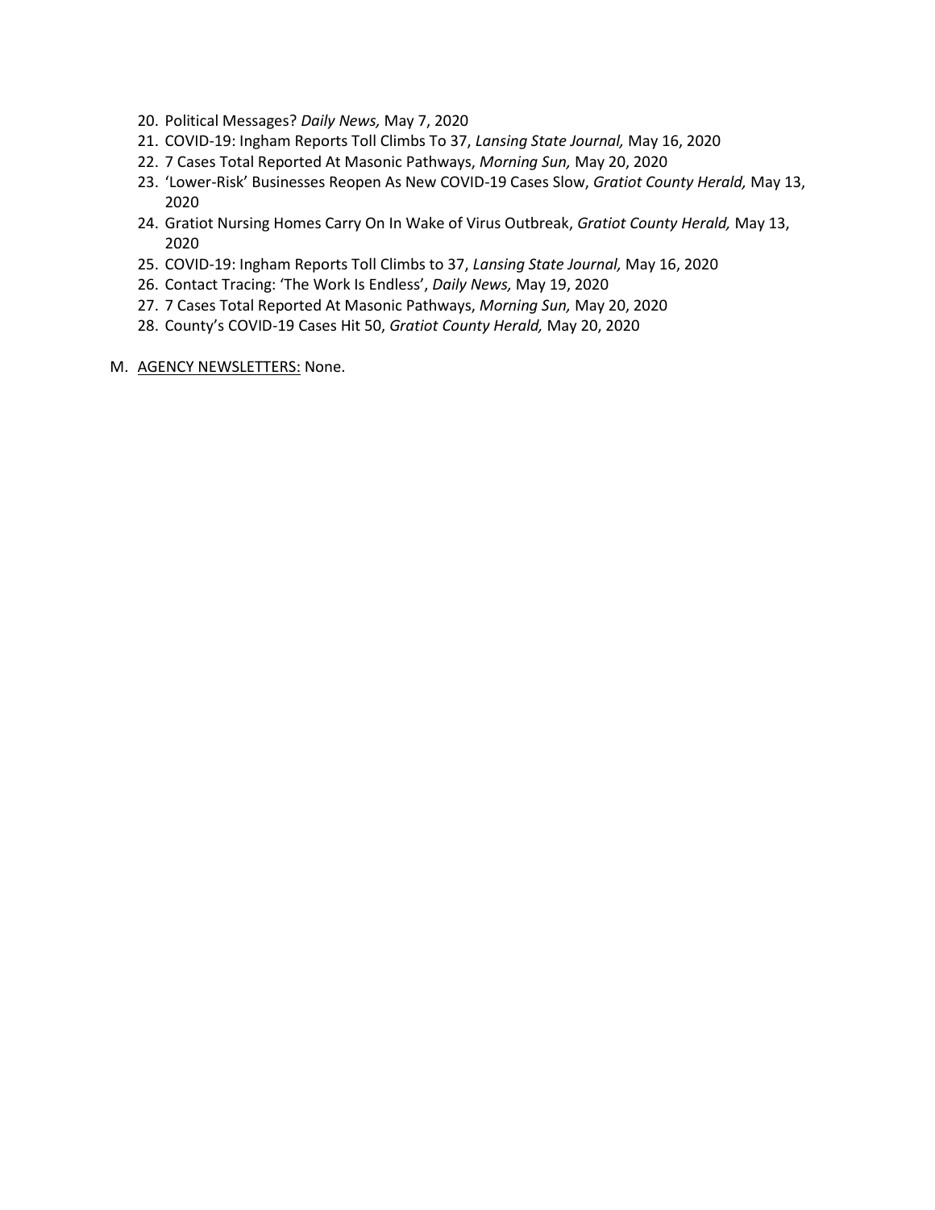20. Political Messages? *Daily News,* May 7, 2020
21. COVID-19: Ingham Reports Toll Climbs To 37, *Lansing State Journal,* May 16, 2020
22. 7 Cases Total Reported At Masonic Pathways, *Morning Sun,* May 20, 2020
23. 'Lower-Risk' Businesses Reopen As New COVID-19 Cases Slow, *Gratiot County Herald,* May 13, 2020
24. Gratiot Nursing Homes Carry On In Wake of Virus Outbreak, *Gratiot County Herald,* May 13, 2020
25. COVID-19: Ingham Reports Toll Climbs to 37, *Lansing State Journal,* May 16, 2020
26. Contact Tracing: 'The Work Is Endless', *Daily News,* May 19, 2020
27. 7 Cases Total Reported At Masonic Pathways, *Morning Sun,* May 20, 2020
28. County's COVID-19 Cases Hit 50, *Gratiot County Herald,* May 20, 2020

M. <u>AGENCY NEWSLETTERS:</u> None.